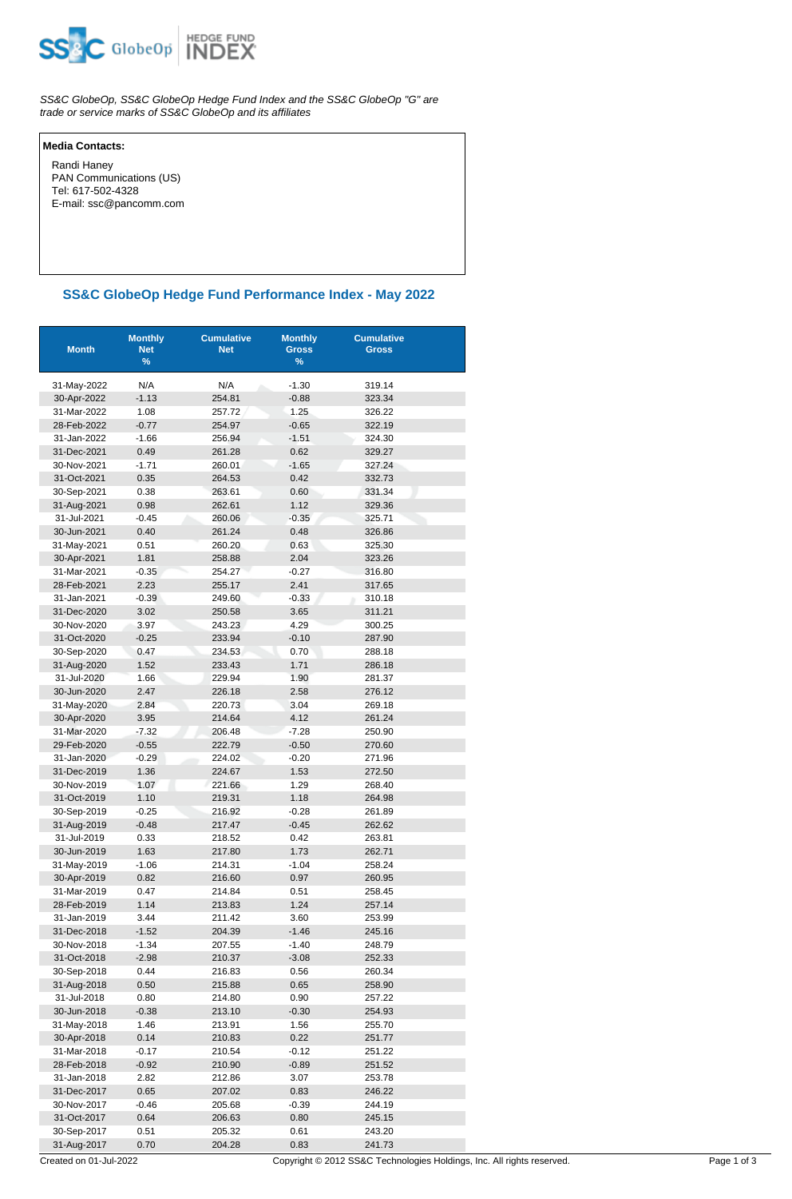*SS&C GlobeOp, SS&C GlobeOp Hedge Fund Index and the SS&C GlobeOp "G" are trade or service marks of SS&C GlobeOp and its affiliates*

**Media Contacts:**

Randi Haney
PAN Communications (US)
Tel: 617-502-4328
E-mail: ssc@pancomm.com

## SS&C GlobeOp Hedge Fund Performance Index - May 2022

| Month | Monthly Net % | Cumulative Net | Monthly Gross % | Cumulative Gross |
|---|---|---|---|---|
| 31-May-2022 | N/A | N/A | -1.30 | 319.14 |
| 30-Apr-2022 | -1.13 | 254.81 | -0.88 | 323.34 |
| 31-Mar-2022 | 1.08 | 257.72 | 1.25 | 326.22 |
| 28-Feb-2022 | -0.77 | 254.97 | -0.65 | 322.19 |
| 31-Jan-2022 | -1.66 | 256.94 | -1.51 | 324.30 |
| 31-Dec-2021 | 0.49 | 261.28 | 0.62 | 329.27 |
| 30-Nov-2021 | -1.71 | 260.01 | -1.65 | 327.24 |
| 31-Oct-2021 | 0.35 | 264.53 | 0.42 | 332.73 |
| 30-Sep-2021 | 0.38 | 263.61 | 0.60 | 331.34 |
| 31-Aug-2021 | 0.98 | 262.61 | 1.12 | 329.36 |
| 31-Jul-2021 | -0.45 | 260.06 | -0.35 | 325.71 |
| 30-Jun-2021 | 0.40 | 261.24 | 0.48 | 326.86 |
| 31-May-2021 | 0.51 | 260.20 | 0.63 | 325.30 |
| 30-Apr-2021 | 1.81 | 258.88 | 2.04 | 323.26 |
| 31-Mar-2021 | -0.35 | 254.27 | -0.27 | 316.80 |
| 28-Feb-2021 | 2.23 | 255.17 | 2.41 | 317.65 |
| 31-Jan-2021 | -0.39 | 249.60 | -0.33 | 310.18 |
| 31-Dec-2020 | 3.02 | 250.58 | 3.65 | 311.21 |
| 30-Nov-2020 | 3.97 | 243.23 | 4.29 | 300.25 |
| 31-Oct-2020 | -0.25 | 233.94 | -0.10 | 287.90 |
| 30-Sep-2020 | 0.47 | 234.53 | 0.70 | 288.18 |
| 31-Aug-2020 | 1.52 | 233.43 | 1.71 | 286.18 |
| 31-Jul-2020 | 1.66 | 229.94 | 1.90 | 281.37 |
| 30-Jun-2020 | 2.47 | 226.18 | 2.58 | 276.12 |
| 31-May-2020 | 2.84 | 220.73 | 3.04 | 269.18 |
| 30-Apr-2020 | 3.95 | 214.64 | 4.12 | 261.24 |
| 31-Mar-2020 | -7.32 | 206.48 | -7.28 | 250.90 |
| 29-Feb-2020 | -0.55 | 222.79 | -0.50 | 270.60 |
| 31-Jan-2020 | -0.29 | 224.02 | -0.20 | 271.96 |
| 31-Dec-2019 | 1.36 | 224.67 | 1.53 | 272.50 |
| 30-Nov-2019 | 1.07 | 221.66 | 1.29 | 268.40 |
| 31-Oct-2019 | 1.10 | 219.31 | 1.18 | 264.98 |
| 30-Sep-2019 | -0.25 | 216.92 | -0.28 | 261.89 |
| 31-Aug-2019 | -0.48 | 217.47 | -0.45 | 262.62 |
| 31-Jul-2019 | 0.33 | 218.52 | 0.42 | 263.81 |
| 30-Jun-2019 | 1.63 | 217.80 | 1.73 | 262.71 |
| 31-May-2019 | -1.06 | 214.31 | -1.04 | 258.24 |
| 30-Apr-2019 | 0.82 | 216.60 | 0.97 | 260.95 |
| 31-Mar-2019 | 0.47 | 214.84 | 0.51 | 258.45 |
| 28-Feb-2019 | 1.14 | 213.83 | 1.24 | 257.14 |
| 31-Jan-2019 | 3.44 | 211.42 | 3.60 | 253.99 |
| 31-Dec-2018 | -1.52 | 204.39 | -1.46 | 245.16 |
| 30-Nov-2018 | -1.34 | 207.55 | -1.40 | 248.79 |
| 31-Oct-2018 | -2.98 | 210.37 | -3.08 | 252.33 |
| 30-Sep-2018 | 0.44 | 216.83 | 0.56 | 260.34 |
| 31-Aug-2018 | 0.50 | 215.88 | 0.65 | 258.90 |
| 31-Jul-2018 | 0.80 | 214.80 | 0.90 | 257.22 |
| 30-Jun-2018 | -0.38 | 213.10 | -0.30 | 254.93 |
| 31-May-2018 | 1.46 | 213.91 | 1.56 | 255.70 |
| 30-Apr-2018 | 0.14 | 210.83 | 0.22 | 251.77 |
| 31-Mar-2018 | -0.17 | 210.54 | -0.12 | 251.22 |
| 28-Feb-2018 | -0.92 | 210.90 | -0.89 | 251.52 |
| 31-Jan-2018 | 2.82 | 212.86 | 3.07 | 253.78 |
| 31-Dec-2017 | 0.65 | 207.02 | 0.83 | 246.22 |
| 30-Nov-2017 | -0.46 | 205.68 | -0.39 | 244.19 |
| 31-Oct-2017 | 0.64 | 206.63 | 0.80 | 245.15 |
| 30-Sep-2017 | 0.51 | 205.32 | 0.61 | 243.20 |
| 31-Aug-2017 | 0.70 | 204.28 | 0.83 | 241.73 |

Created on 01-Jul-2022 Copyright © 2012 SS&C Technologies Holdings, Inc. All rights reserved.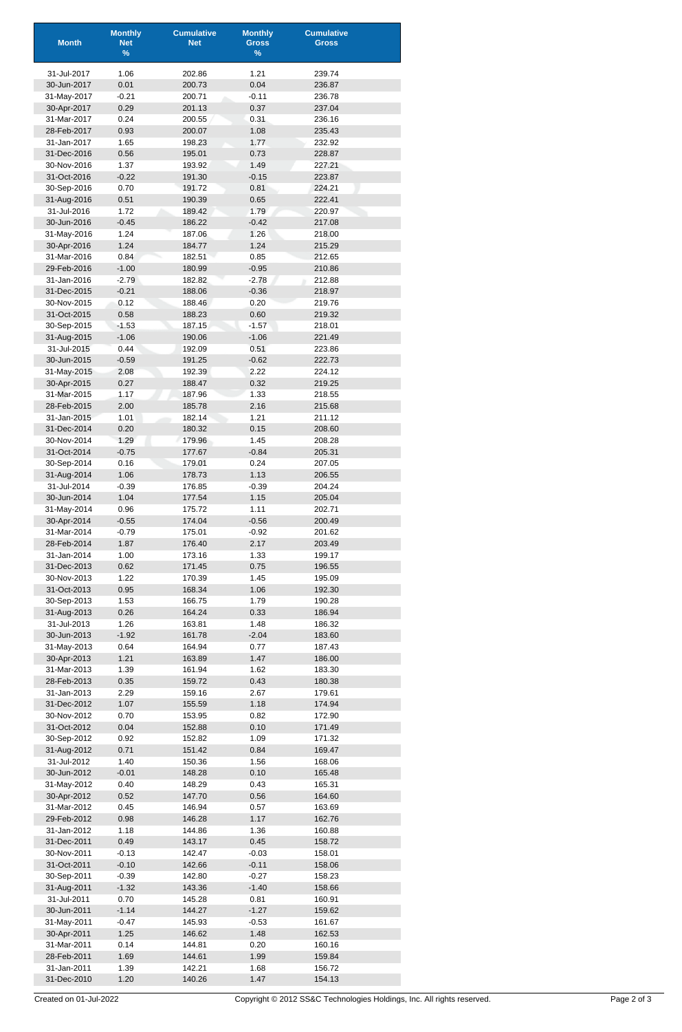| Month | Monthly Net % | Cumulative Net | Monthly Gross % | Cumulative Gross |
|---|---|---|---|---|
| 31-Jul-2017 | 1.06 | 202.86 | 1.21 | 239.74 |
| 30-Jun-2017 | 0.01 | 200.73 | 0.04 | 236.87 |
| 31-May-2017 | -0.21 | 200.71 | -0.11 | 236.78 |
| 30-Apr-2017 | 0.29 | 201.13 | 0.37 | 237.04 |
| 31-Mar-2017 | 0.24 | 200.55 | 0.31 | 236.16 |
| 28-Feb-2017 | 0.93 | 200.07 | 1.08 | 235.43 |
| 31-Jan-2017 | 1.65 | 198.23 | 1.77 | 232.92 |
| 31-Dec-2016 | 0.56 | 195.01 | 0.73 | 228.87 |
| 30-Nov-2016 | 1.37 | 193.92 | 1.49 | 227.21 |
| 31-Oct-2016 | -0.22 | 191.30 | -0.15 | 223.87 |
| 30-Sep-2016 | 0.70 | 191.72 | 0.81 | 224.21 |
| 31-Aug-2016 | 0.51 | 190.39 | 0.65 | 222.41 |
| 31-Jul-2016 | 1.72 | 189.42 | 1.79 | 220.97 |
| 30-Jun-2016 | -0.45 | 186.22 | -0.42 | 217.08 |
| 31-May-2016 | 1.24 | 187.06 | 1.26 | 218.00 |
| 30-Apr-2016 | 1.24 | 184.77 | 1.24 | 215.29 |
| 31-Mar-2016 | 0.84 | 182.51 | 0.85 | 212.65 |
| 29-Feb-2016 | -1.00 | 180.99 | -0.95 | 210.86 |
| 31-Jan-2016 | -2.79 | 182.82 | -2.78 | 212.88 |
| 31-Dec-2015 | -0.21 | 188.06 | -0.36 | 218.97 |
| 30-Nov-2015 | 0.12 | 188.46 | 0.20 | 219.76 |
| 31-Oct-2015 | 0.58 | 188.23 | 0.60 | 219.32 |
| 30-Sep-2015 | -1.53 | 187.15 | -1.57 | 218.01 |
| 31-Aug-2015 | -1.06 | 190.06 | -1.06 | 221.49 |
| 31-Jul-2015 | 0.44 | 192.09 | 0.51 | 223.86 |
| 30-Jun-2015 | -0.59 | 191.25 | -0.62 | 222.73 |
| 31-May-2015 | 2.08 | 192.39 | 2.22 | 224.12 |
| 30-Apr-2015 | 0.27 | 188.47 | 0.32 | 219.25 |
| 31-Mar-2015 | 1.17 | 187.96 | 1.33 | 218.55 |
| 28-Feb-2015 | 2.00 | 185.78 | 2.16 | 215.68 |
| 31-Jan-2015 | 1.01 | 182.14 | 1.21 | 211.12 |
| 31-Dec-2014 | 0.20 | 180.32 | 0.15 | 208.60 |
| 30-Nov-2014 | 1.29 | 179.96 | 1.45 | 208.28 |
| 31-Oct-2014 | -0.75 | 177.67 | -0.84 | 205.31 |
| 30-Sep-2014 | 0.16 | 179.01 | 0.24 | 207.05 |
| 31-Aug-2014 | 1.06 | 178.73 | 1.13 | 206.55 |
| 31-Jul-2014 | -0.39 | 176.85 | -0.39 | 204.24 |
| 30-Jun-2014 | 1.04 | 177.54 | 1.15 | 205.04 |
| 31-May-2014 | 0.96 | 175.72 | 1.11 | 202.71 |
| 30-Apr-2014 | -0.55 | 174.04 | -0.56 | 200.49 |
| 31-Mar-2014 | -0.79 | 175.01 | -0.92 | 201.62 |
| 28-Feb-2014 | 1.87 | 176.40 | 2.17 | 203.49 |
| 31-Jan-2014 | 1.00 | 173.16 | 1.33 | 199.17 |
| 31-Dec-2013 | 0.62 | 171.45 | 0.75 | 196.55 |
| 30-Nov-2013 | 1.22 | 170.39 | 1.45 | 195.09 |
| 31-Oct-2013 | 0.95 | 168.34 | 1.06 | 192.30 |
| 30-Sep-2013 | 1.53 | 166.75 | 1.79 | 190.28 |
| 31-Aug-2013 | 0.26 | 164.24 | 0.33 | 186.94 |
| 31-Jul-2013 | 1.26 | 163.81 | 1.48 | 186.32 |
| 30-Jun-2013 | -1.92 | 161.78 | -2.04 | 183.60 |
| 31-May-2013 | 0.64 | 164.94 | 0.77 | 187.43 |
| 30-Apr-2013 | 1.21 | 163.89 | 1.47 | 186.00 |
| 31-Mar-2013 | 1.39 | 161.94 | 1.62 | 183.30 |
| 28-Feb-2013 | 0.35 | 159.72 | 0.43 | 180.38 |
| 31-Jan-2013 | 2.29 | 159.16 | 2.67 | 179.61 |
| 31-Dec-2012 | 1.07 | 155.59 | 1.18 | 174.94 |
| 30-Nov-2012 | 0.70 | 153.95 | 0.82 | 172.90 |
| 31-Oct-2012 | 0.04 | 152.88 | 0.10 | 171.49 |
| 30-Sep-2012 | 0.92 | 152.82 | 1.09 | 171.32 |
| 31-Aug-2012 | 0.71 | 151.42 | 0.84 | 169.47 |
| 31-Jul-2012 | 1.40 | 150.36 | 1.56 | 168.06 |
| 30-Jun-2012 | -0.01 | 148.28 | 0.10 | 165.48 |
| 31-May-2012 | 0.40 | 148.29 | 0.43 | 165.31 |
| 30-Apr-2012 | 0.52 | 147.70 | 0.56 | 164.60 |
| 31-Mar-2012 | 0.45 | 146.94 | 0.57 | 163.69 |
| 29-Feb-2012 | 0.98 | 146.28 | 1.17 | 162.76 |
| 31-Jan-2012 | 1.18 | 144.86 | 1.36 | 160.88 |
| 31-Dec-2011 | 0.49 | 143.17 | 0.45 | 158.72 |
| 30-Nov-2011 | -0.13 | 142.47 | -0.03 | 158.01 |
| 31-Oct-2011 | -0.10 | 142.66 | -0.11 | 158.06 |
| 30-Sep-2011 | -0.39 | 142.80 | -0.27 | 158.23 |
| 31-Aug-2011 | -1.32 | 143.36 | -1.40 | 158.66 |
| 31-Jul-2011 | 0.70 | 145.28 | 0.81 | 160.91 |
| 30-Jun-2011 | -1.14 | 144.27 | -1.27 | 159.62 |
| 31-May-2011 | -0.47 | 145.93 | -0.53 | 161.67 |
| 30-Apr-2011 | 1.25 | 146.62 | 1.48 | 162.53 |
| 31-Mar-2011 | 0.14 | 144.81 | 0.20 | 160.16 |
| 28-Feb-2011 | 1.69 | 144.61 | 1.99 | 159.84 |
| 31-Jan-2011 | 1.39 | 142.21 | 1.68 | 156.72 |
| 31-Dec-2010 | 1.20 | 140.26 | 1.47 | 154.13 |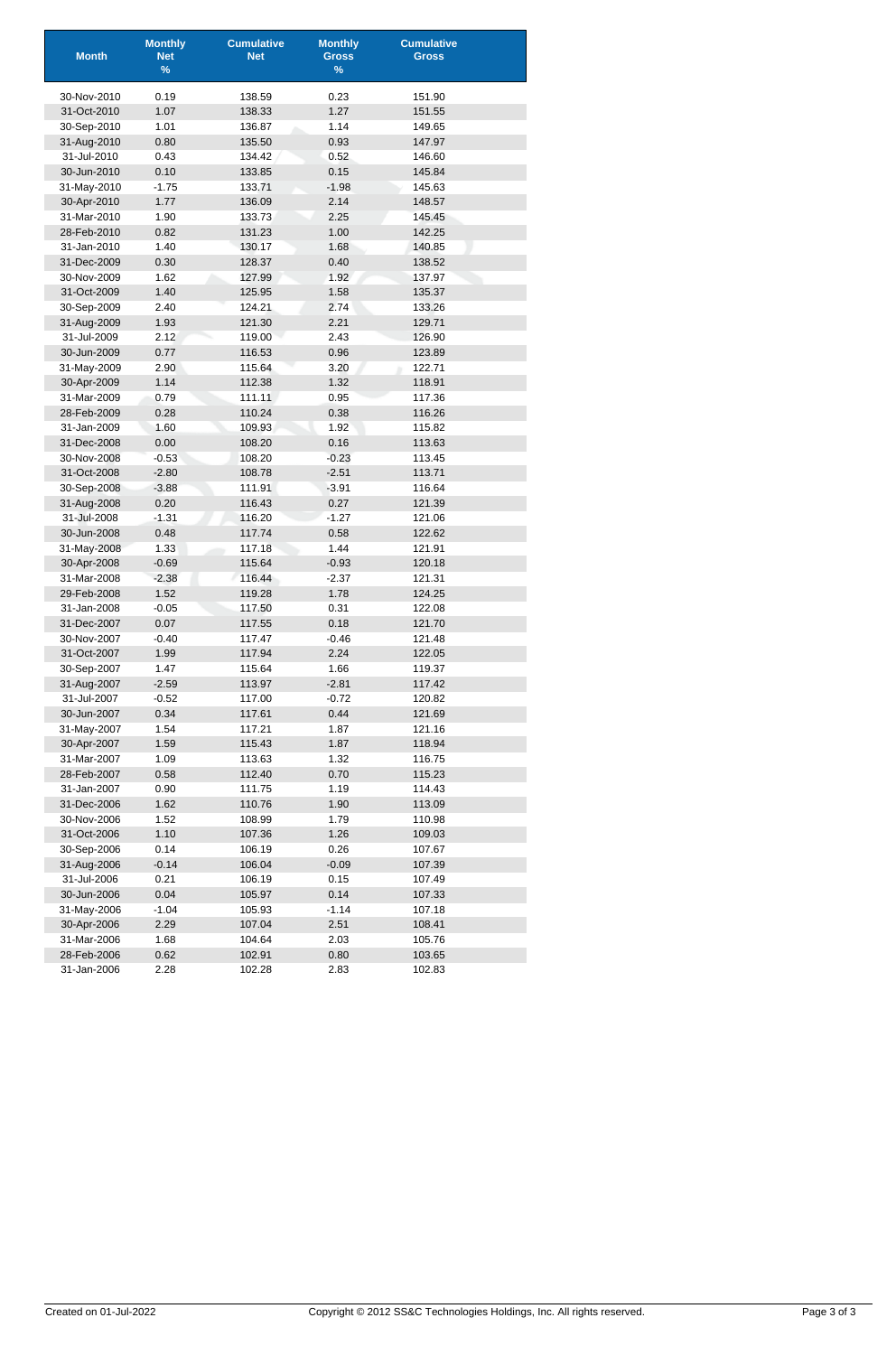| Month | Monthly Net % | Cumulative Net | Monthly Gross % | Cumulative Gross |
|---|---|---|---|---|
| 30-Nov-2010 | 0.19 | 138.59 | 0.23 | 151.90 |
| 31-Oct-2010 | 1.07 | 138.33 | 1.27 | 151.55 |
| 30-Sep-2010 | 1.01 | 136.87 | 1.14 | 149.65 |
| 31-Aug-2010 | 0.80 | 135.50 | 0.93 | 147.97 |
| 31-Jul-2010 | 0.43 | 134.42 | 0.52 | 146.60 |
| 30-Jun-2010 | 0.10 | 133.85 | 0.15 | 145.84 |
| 31-May-2010 | -1.75 | 133.71 | -1.98 | 145.63 |
| 30-Apr-2010 | 1.77 | 136.09 | 2.14 | 148.57 |
| 31-Mar-2010 | 1.90 | 133.73 | 2.25 | 145.45 |
| 28-Feb-2010 | 0.82 | 131.23 | 1.00 | 142.25 |
| 31-Jan-2010 | 1.40 | 130.17 | 1.68 | 140.85 |
| 31-Dec-2009 | 0.30 | 128.37 | 0.40 | 138.52 |
| 30-Nov-2009 | 1.62 | 127.99 | 1.92 | 137.97 |
| 31-Oct-2009 | 1.40 | 125.95 | 1.58 | 135.37 |
| 30-Sep-2009 | 2.40 | 124.21 | 2.74 | 133.26 |
| 31-Aug-2009 | 1.93 | 121.30 | 2.21 | 129.71 |
| 31-Jul-2009 | 2.12 | 119.00 | 2.43 | 126.90 |
| 30-Jun-2009 | 0.77 | 116.53 | 0.96 | 123.89 |
| 31-May-2009 | 2.90 | 115.64 | 3.20 | 122.71 |
| 30-Apr-2009 | 1.14 | 112.38 | 1.32 | 118.91 |
| 31-Mar-2009 | 0.79 | 111.11 | 0.95 | 117.36 |
| 28-Feb-2009 | 0.28 | 110.24 | 0.38 | 116.26 |
| 31-Jan-2009 | 1.60 | 109.93 | 1.92 | 115.82 |
| 31-Dec-2008 | 0.00 | 108.20 | 0.16 | 113.63 |
| 30-Nov-2008 | -0.53 | 108.20 | -0.23 | 113.45 |
| 31-Oct-2008 | -2.80 | 108.78 | -2.51 | 113.71 |
| 30-Sep-2008 | -3.88 | 111.91 | -3.91 | 116.64 |
| 31-Aug-2008 | 0.20 | 116.43 | 0.27 | 121.39 |
| 31-Jul-2008 | -1.31 | 116.20 | -1.27 | 121.06 |
| 30-Jun-2008 | 0.48 | 117.74 | 0.58 | 122.62 |
| 31-May-2008 | 1.33 | 117.18 | 1.44 | 121.91 |
| 30-Apr-2008 | -0.69 | 115.64 | -0.93 | 120.18 |
| 31-Mar-2008 | -2.38 | 116.44 | -2.37 | 121.31 |
| 29-Feb-2008 | 1.52 | 119.28 | 1.78 | 124.25 |
| 31-Jan-2008 | -0.05 | 117.50 | 0.31 | 122.08 |
| 31-Dec-2007 | 0.07 | 117.55 | 0.18 | 121.70 |
| 30-Nov-2007 | -0.40 | 117.47 | -0.46 | 121.48 |
| 31-Oct-2007 | 1.99 | 117.94 | 2.24 | 122.05 |
| 30-Sep-2007 | 1.47 | 115.64 | 1.66 | 119.37 |
| 31-Aug-2007 | -2.59 | 113.97 | -2.81 | 117.42 |
| 31-Jul-2007 | -0.52 | 117.00 | -0.72 | 120.82 |
| 30-Jun-2007 | 0.34 | 117.61 | 0.44 | 121.69 |
| 31-May-2007 | 1.54 | 117.21 | 1.87 | 121.16 |
| 30-Apr-2007 | 1.59 | 115.43 | 1.87 | 118.94 |
| 31-Mar-2007 | 1.09 | 113.63 | 1.32 | 116.75 |
| 28-Feb-2007 | 0.58 | 112.40 | 0.70 | 115.23 |
| 31-Jan-2007 | 0.90 | 111.75 | 1.19 | 114.43 |
| 31-Dec-2006 | 1.62 | 110.76 | 1.90 | 113.09 |
| 30-Nov-2006 | 1.52 | 108.99 | 1.79 | 110.98 |
| 31-Oct-2006 | 1.10 | 107.36 | 1.26 | 109.03 |
| 30-Sep-2006 | 0.14 | 106.19 | 0.26 | 107.67 |
| 31-Aug-2006 | -0.14 | 106.04 | -0.09 | 107.39 |
| 31-Jul-2006 | 0.21 | 106.19 | 0.15 | 107.49 |
| 30-Jun-2006 | 0.04 | 105.97 | 0.14 | 107.33 |
| 31-May-2006 | -1.04 | 105.93 | -1.14 | 107.18 |
| 30-Apr-2006 | 2.29 | 107.04 | 2.51 | 108.41 |
| 31-Mar-2006 | 1.68 | 104.64 | 2.03 | 105.76 |
| 28-Feb-2006 | 0.62 | 102.91 | 0.80 | 103.65 |
| 31-Jan-2006 | 2.28 | 102.28 | 2.83 | 102.83 |

Created on 01-Jul-2022

Copyright © 2012 SS&C Technologies Holdings, Inc. All rights reserved.